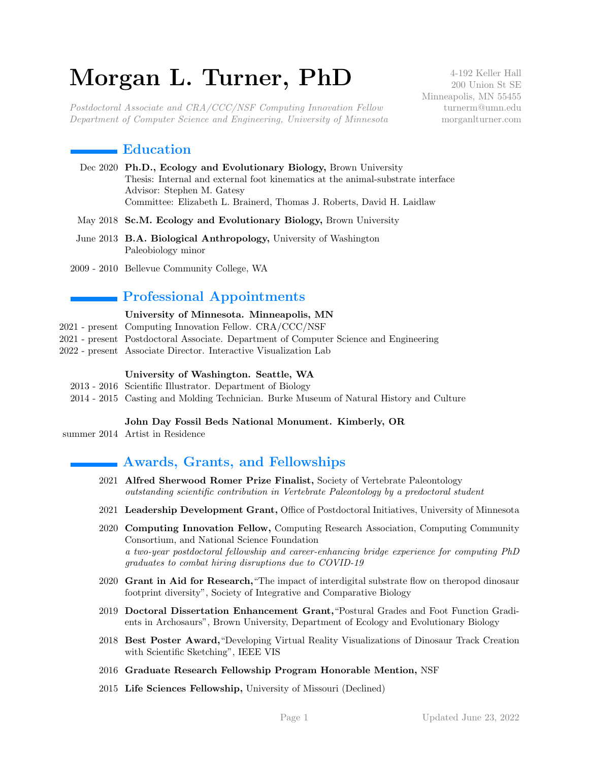# Morgan L. Turner, PhD

*Postdoctoral Associate and CRA/CCC/NSF Computing Innovation Fellow*
*Department of Computer Science and Engineering, University of Minnesota*

4-192 Keller Hall
200 Union St SE
Minneapolis, MN 55455
turnerm@umn.edu
morganlturner.com

## Education

Dec 2020 **Ph.D., Ecology and Evolutionary Biology,** Brown University
Thesis: Internal and external foot kinematics at the animal-substrate interface
Advisor: Stephen M. Gatesy
Committee: Elizabeth L. Brainerd, Thomas J. Roberts, David H. Laidlaw

May 2018 **Sc.M. Ecology and Evolutionary Biology,** Brown University

June 2013 **B.A. Biological Anthropology,** University of Washington
Paleobiology minor

2009 - 2010 Bellevue Community College, WA

## Professional Appointments

**University of Minnesota. Minneapolis, MN**

2021 - present Computing Innovation Fellow. CRA/CCC/NSF
2021 - present Postdoctoral Associate. Department of Computer Science and Engineering
2022 - present Associate Director. Interactive Visualization Lab

**University of Washington. Seattle, WA**

2013 - 2016 Scientific Illustrator. Department of Biology
2014 - 2015 Casting and Molding Technician. Burke Museum of Natural History and Culture

**John Day Fossil Beds National Monument. Kimberly, OR**

summer 2014 Artist in Residence

## Awards, Grants, and Fellowships

2021 **Alfred Sherwood Romer Prize Finalist,** Society of Vertebrate Paleontology
*outstanding scientific contribution in Vertebrate Paleontology by a predoctoral student*

2021 **Leadership Development Grant,** Office of Postdoctoral Initiatives, University of Minnesota

2020 **Computing Innovation Fellow,** Computing Research Association, Computing Community Consortium, and National Science Foundation
*a two-year postdoctoral fellowship and career-enhancing bridge experience for computing PhD graduates to combat hiring disruptions due to COVID-19*

2020 **Grant in Aid for Research,** "The impact of interdigital substrate flow on theropod dinosaur footprint diversity", Society of Integrative and Comparative Biology

2019 **Doctoral Dissertation Enhancement Grant,** "Postural Grades and Foot Function Gradients in Archosaurs", Brown University, Department of Ecology and Evolutionary Biology

2018 **Best Poster Award,** "Developing Virtual Reality Visualizations of Dinosaur Track Creation with Scientific Sketching", IEEE VIS

2016 **Graduate Research Fellowship Program Honorable Mention,** NSF

2015 **Life Sciences Fellowship,** University of Missouri (Declined)

Updated June 23, 2022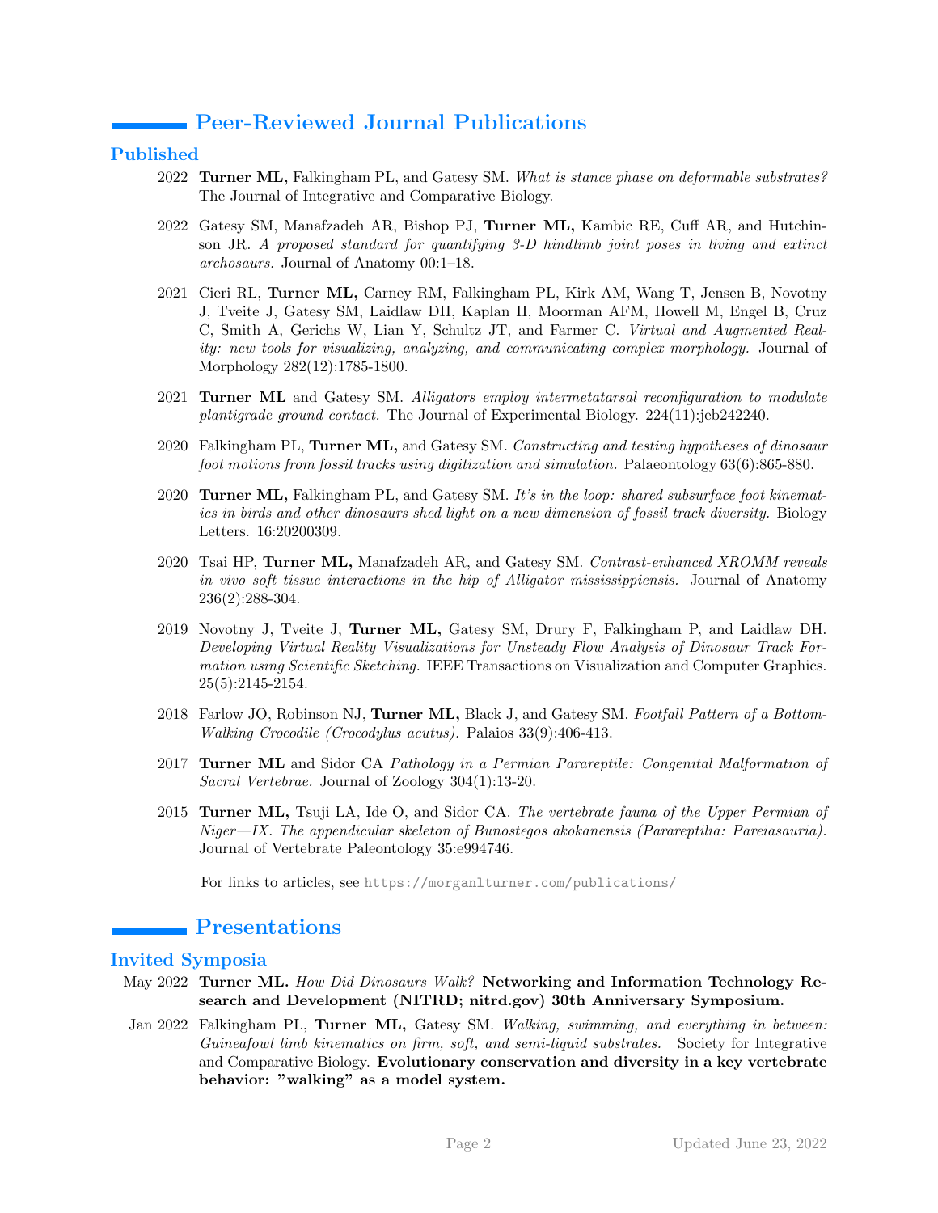## Peer-Reviewed Journal Publications

### Published

2022 **Turner ML,** Falkingham PL, and Gatesy SM. *What is stance phase on deformable substrates?* The Journal of Integrative and Comparative Biology.

2022 Gatesy SM, Manafzadeh AR, Bishop PJ, **Turner ML,** Kambic RE, Cuff AR, and Hutchinson JR. *A proposed standard for quantifying 3-D hindlimb joint poses in living and extinct archosaurs.* Journal of Anatomy 00:1–18.

2021 Cieri RL, **Turner ML,** Carney RM, Falkingham PL, Kirk AM, Wang T, Jensen B, Novotny J, Tveite J, Gatesy SM, Laidlaw DH, Kaplan H, Moorman AFM, Howell M, Engel B, Cruz C, Smith A, Gerichs W, Lian Y, Schultz JT, and Farmer C. *Virtual and Augmented Reality: new tools for visualizing, analyzing, and communicating complex morphology.* Journal of Morphology 282(12):1785-1800.

2021 **Turner ML** and Gatesy SM. *Alligators employ intermetatarsal reconfiguration to modulate plantigrade ground contact.* The Journal of Experimental Biology. 224(11):jeb242240.

2020 Falkingham PL, **Turner ML,** and Gatesy SM. *Constructing and testing hypotheses of dinosaur foot motions from fossil tracks using digitization and simulation.* Palaeontology 63(6):865-880.

2020 **Turner ML,** Falkingham PL, and Gatesy SM. *It's in the loop: shared subsurface foot kinematics in birds and other dinosaurs shed light on a new dimension of fossil track diversity.* Biology Letters. 16:20200309.

2020 Tsai HP, **Turner ML,** Manafzadeh AR, and Gatesy SM. *Contrast-enhanced XROMM reveals in vivo soft tissue interactions in the hip of Alligator mississippiensis.* Journal of Anatomy 236(2):288-304.

2019 Novotny J, Tveite J, **Turner ML,** Gatesy SM, Drury F, Falkingham P, and Laidlaw DH. *Developing Virtual Reality Visualizations for Unsteady Flow Analysis of Dinosaur Track Formation using Scientific Sketching.* IEEE Transactions on Visualization and Computer Graphics. 25(5):2145-2154.

2018 Farlow JO, Robinson NJ, **Turner ML,** Black J, and Gatesy SM. *Footfall Pattern of a Bottom-Walking Crocodile (Crocodylus acutus).* Palaios 33(9):406-413.

2017 **Turner ML** and Sidor CA *Pathology in a Permian Parareptile: Congenital Malformation of Sacral Vertebrae.* Journal of Zoology 304(1):13-20.

2015 **Turner ML,** Tsuji LA, Ide O, and Sidor CA. *The vertebrate fauna of the Upper Permian of Niger—IX. The appendicular skeleton of Bunostegos akokanensis (Parareptilia: Pareiasauria).* Journal of Vertebrate Paleontology 35:e994746.

For links to articles, see https://morganlturner.com/publications/

## Presentations

### Invited Symposia

May 2022 **Turner ML.** *How Did Dinosaurs Walk?* **Networking and Information Technology Research and Development (NITRD; nitrd.gov) 30th Anniversary Symposium.**

Jan 2022 Falkingham PL, **Turner ML,** Gatesy SM. *Walking, swimming, and everything in between: Guineafowl limb kinematics on firm, soft, and semi-liquid substrates.* Society for Integrative and Comparative Biology. **Evolutionary conservation and diversity in a key vertebrate behavior: "walking" as a model system.**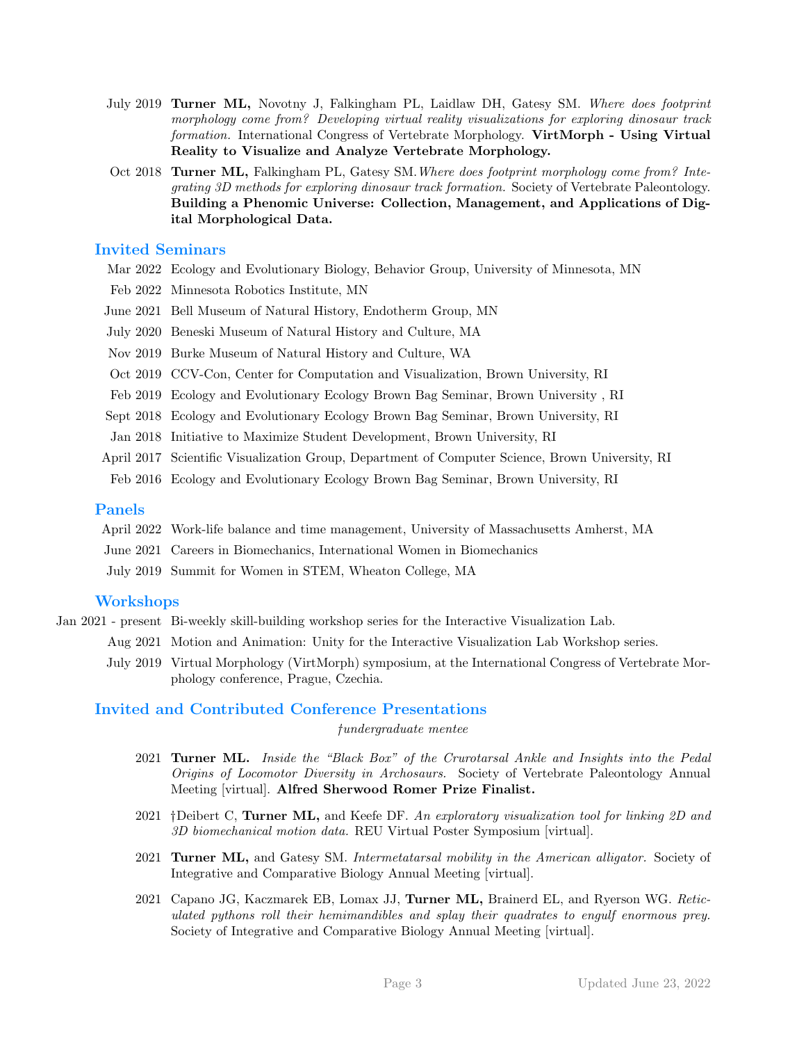July 2019 **Turner ML,** Novotny J, Falkingham PL, Laidlaw DH, Gatesy SM. *Where does footprint morphology come from? Developing virtual reality visualizations for exploring dinosaur track formation.* International Congress of Vertebrate Morphology. **VirtMorph - Using Virtual Reality to Visualize and Analyze Vertebrate Morphology.**

Oct 2018 **Turner ML,** Falkingham PL, Gatesy SM. *Where does footprint morphology come from? Integrating 3D methods for exploring dinosaur track formation.* Society of Vertebrate Paleontology. **Building a Phenomic Universe: Collection, Management, and Applications of Digital Morphological Data.**

## Invited Seminars

- Mar 2022 Ecology and Evolutionary Biology, Behavior Group, University of Minnesota, MN
- Feb 2022 Minnesota Robotics Institute, MN
- June 2021 Bell Museum of Natural History, Endotherm Group, MN
- July 2020 Beneski Museum of Natural History and Culture, MA
- Nov 2019 Burke Museum of Natural History and Culture, WA
- Oct 2019 CCV-Con, Center for Computation and Visualization, Brown University, RI
- Feb 2019 Ecology and Evolutionary Ecology Brown Bag Seminar, Brown University , RI
- Sept 2018 Ecology and Evolutionary Ecology Brown Bag Seminar, Brown University, RI
- Jan 2018 Initiative to Maximize Student Development, Brown University, RI
- April 2017 Scientific Visualization Group, Department of Computer Science, Brown University, RI
- Feb 2016 Ecology and Evolutionary Ecology Brown Bag Seminar, Brown University, RI

## Panels

- April 2022 Work-life balance and time management, University of Massachusetts Amherst, MA
- June 2021 Careers in Biomechanics, International Women in Biomechanics
- July 2019 Summit for Women in STEM, Wheaton College, MA

## Workshops

- Jan 2021 - present Bi-weekly skill-building workshop series for the Interactive Visualization Lab.
- Aug 2021 Motion and Animation: Unity for the Interactive Visualization Lab Workshop series.
- July 2019 Virtual Morphology (VirtMorph) symposium, at the International Congress of Vertebrate Morphology conference, Prague, Czechia.

## Invited and Contributed Conference Presentations

*†undergraduate mentee*

2021 **Turner ML.** *Inside the "Black Box" of the Crurotarsal Ankle and Insights into the Pedal Origins of Locomotor Diversity in Archosaurs.* Society of Vertebrate Paleontology Annual Meeting [virtual]. **Alfred Sherwood Romer Prize Finalist.**

2021 †Deibert C, **Turner ML,** and Keefe DF. *An exploratory visualization tool for linking 2D and 3D biomechanical motion data.* REU Virtual Poster Symposium [virtual].

2021 **Turner ML,** and Gatesy SM. *Intermetatarsal mobility in the American alligator.* Society of Integrative and Comparative Biology Annual Meeting [virtual].

2021 Capano JG, Kaczmarek EB, Lomax JJ, **Turner ML,** Brainerd EL, and Ryerson WG. *Reticulated pythons roll their hemimandibles and splay their quadrates to engulf enormous prey.* Society of Integrative and Comparative Biology Annual Meeting [virtual].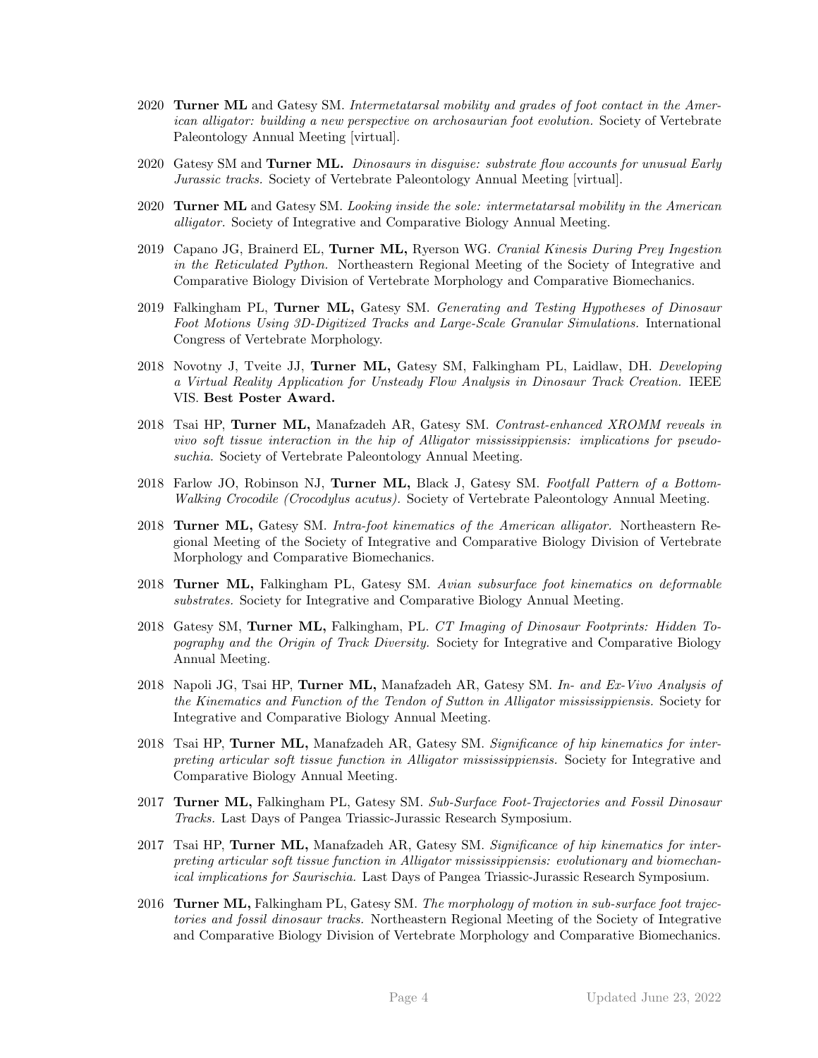- 2020 **Turner ML** and Gatesy SM. *Intermetatarsal mobility and grades of foot contact in the American alligator: building a new perspective on archosaurian foot evolution.* Society of Vertebrate Paleontology Annual Meeting [virtual].

- 2020 Gatesy SM and **Turner ML.** *Dinosaurs in disguise: substrate flow accounts for unusual Early Jurassic tracks.* Society of Vertebrate Paleontology Annual Meeting [virtual].

- 2020 **Turner ML** and Gatesy SM. *Looking inside the sole: intermetatarsal mobility in the American alligator.* Society of Integrative and Comparative Biology Annual Meeting.

- 2019 Capano JG, Brainerd EL, **Turner ML,** Ryerson WG. *Cranial Kinesis During Prey Ingestion in the Reticulated Python.* Northeastern Regional Meeting of the Society of Integrative and Comparative Biology Division of Vertebrate Morphology and Comparative Biomechanics.

- 2019 Falkingham PL, **Turner ML,** Gatesy SM. *Generating and Testing Hypotheses of Dinosaur Foot Motions Using 3D-Digitized Tracks and Large-Scale Granular Simulations.* International Congress of Vertebrate Morphology.

- 2018 Novotny J, Tveite JJ, **Turner ML,** Gatesy SM, Falkingham PL, Laidlaw, DH. *Developing a Virtual Reality Application for Unsteady Flow Analysis in Dinosaur Track Creation.* IEEE VIS. **Best Poster Award.**

- 2018 Tsai HP, **Turner ML,** Manafzadeh AR, Gatesy SM. *Contrast-enhanced XROMM reveals in vivo soft tissue interaction in the hip of Alligator mississippiensis: implications for pseudosuchia.* Society of Vertebrate Paleontology Annual Meeting.

- 2018 Farlow JO, Robinson NJ, **Turner ML,** Black J, Gatesy SM. *Footfall Pattern of a Bottom-Walking Crocodile (Crocodylus acutus).* Society of Vertebrate Paleontology Annual Meeting.

- 2018 **Turner ML,** Gatesy SM. *Intra-foot kinematics of the American alligator.* Northeastern Regional Meeting of the Society of Integrative and Comparative Biology Division of Vertebrate Morphology and Comparative Biomechanics.

- 2018 **Turner ML,** Falkingham PL, Gatesy SM. *Avian subsurface foot kinematics on deformable substrates.* Society for Integrative and Comparative Biology Annual Meeting.

- 2018 Gatesy SM, **Turner ML,** Falkingham, PL. *CT Imaging of Dinosaur Footprints: Hidden Topography and the Origin of Track Diversity.* Society for Integrative and Comparative Biology Annual Meeting.

- 2018 Napoli JG, Tsai HP, **Turner ML,** Manafzadeh AR, Gatesy SM. *In- and Ex-Vivo Analysis of the Kinematics and Function of the Tendon of Sutton in Alligator mississippiensis.* Society for Integrative and Comparative Biology Annual Meeting.

- 2018 Tsai HP, **Turner ML,** Manafzadeh AR, Gatesy SM. *Significance of hip kinematics for interpreting articular soft tissue function in Alligator mississippiensis.* Society for Integrative and Comparative Biology Annual Meeting.

- 2017 **Turner ML,** Falkingham PL, Gatesy SM. *Sub-Surface Foot-Trajectories and Fossil Dinosaur Tracks.* Last Days of Pangea Triassic-Jurassic Research Symposium.

- 2017 Tsai HP, **Turner ML,** Manafzadeh AR, Gatesy SM. *Significance of hip kinematics for interpreting articular soft tissue function in Alligator mississippiensis: evolutionary and biomechanical implications for Saurischia.* Last Days of Pangea Triassic-Jurassic Research Symposium.

- 2016 **Turner ML,** Falkingham PL, Gatesy SM. *The morphology of motion in sub-surface foot trajectories and fossil dinosaur tracks.* Northeastern Regional Meeting of the Society of Integrative and Comparative Biology Division of Vertebrate Morphology and Comparative Biomechanics.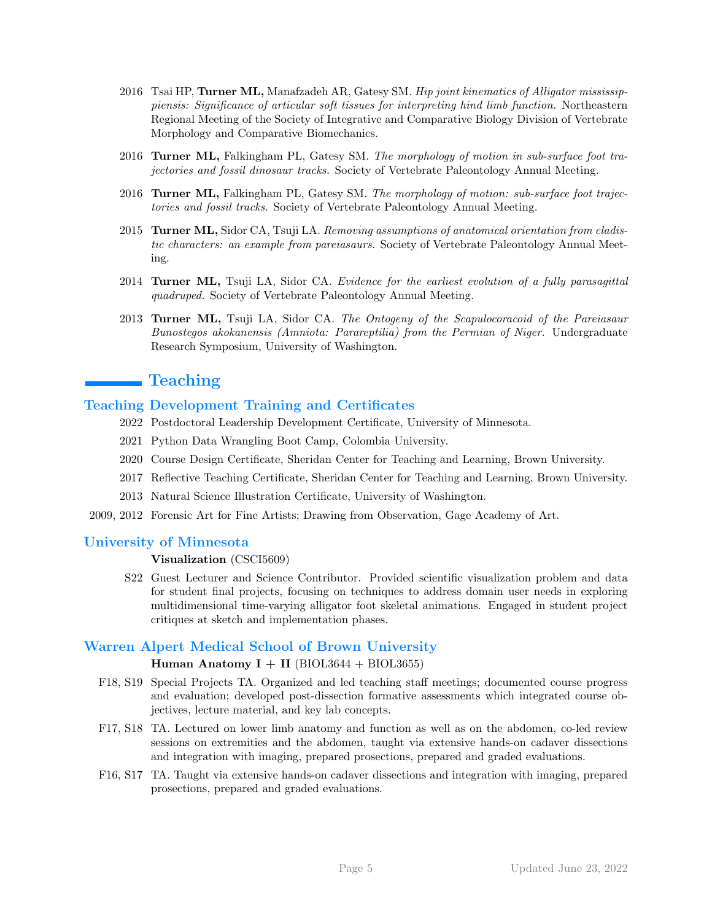- 2016 Tsai HP, **Turner ML,** Manafzadeh AR, Gatesy SM. *Hip joint kinematics of Alligator mississippiensis: Significance of articular soft tissues for interpreting hind limb function.* Northeastern Regional Meeting of the Society of Integrative and Comparative Biology Division of Vertebrate Morphology and Comparative Biomechanics.
- 2016 **Turner ML,** Falkingham PL, Gatesy SM. *The morphology of motion in sub-surface foot trajectories and fossil dinosaur tracks.* Society of Vertebrate Paleontology Annual Meeting.
- 2016 **Turner ML,** Falkingham PL, Gatesy SM. *The morphology of motion: sub-surface foot trajectories and fossil tracks.* Society of Vertebrate Paleontology Annual Meeting.
- 2015 **Turner ML,** Sidor CA, Tsuji LA. *Removing assumptions of anatomical orientation from cladistic characters: an example from pareiasaurs.* Society of Vertebrate Paleontology Annual Meeting.
- 2014 **Turner ML,** Tsuji LA, Sidor CA. *Evidence for the earliest evolution of a fully parasagittal quadruped.* Society of Vertebrate Paleontology Annual Meeting.
- 2013 **Turner ML,** Tsuji LA, Sidor CA. *The Ontogeny of the Scapulocoracoid of the Pareiasaur Bunostegos akokanensis (Amniota: Parareptilia) from the Permian of Niger.* Undergraduate Research Symposium, University of Washington.

# Teaching

## Teaching Development Training and Certificates

- 2022 Postdoctoral Leadership Development Certificate, University of Minnesota.
- 2021 Python Data Wrangling Boot Camp, Colombia University.
- 2020 Course Design Certificate, Sheridan Center for Teaching and Learning, Brown University.
- 2017 Reflective Teaching Certificate, Sheridan Center for Teaching and Learning, Brown University.
- 2013 Natural Science Illustration Certificate, University of Washington.
- 2009, 2012 Forensic Art for Fine Artists; Drawing from Observation, Gage Academy of Art.

## University of Minnesota

**Visualization** (CSCI5609)

- S22 Guest Lecturer and Science Contributor. Provided scientific visualization problem and data for student final projects, focusing on techniques to address domain user needs in exploring multidimensional time-varying alligator foot skeletal animations. Engaged in student project critiques at sketch and implementation phases.

## Warren Alpert Medical School of Brown University

**Human Anatomy I + II** (BIOL3644 + BIOL3655)

- F18, S19 Special Projects TA. Organized and led teaching staff meetings; documented course progress and evaluation; developed post-dissection formative assessments which integrated course objectives, lecture material, and key lab concepts.
- F17, S18 TA. Lectured on lower limb anatomy and function as well as on the abdomen, co-led review sessions on extremities and the abdomen, taught via extensive hands-on cadaver dissections and integration with imaging, prepared prosections, prepared and graded evaluations.
- F16, S17 TA. Taught via extensive hands-on cadaver dissections and integration with imaging, prepared prosections, prepared and graded evaluations.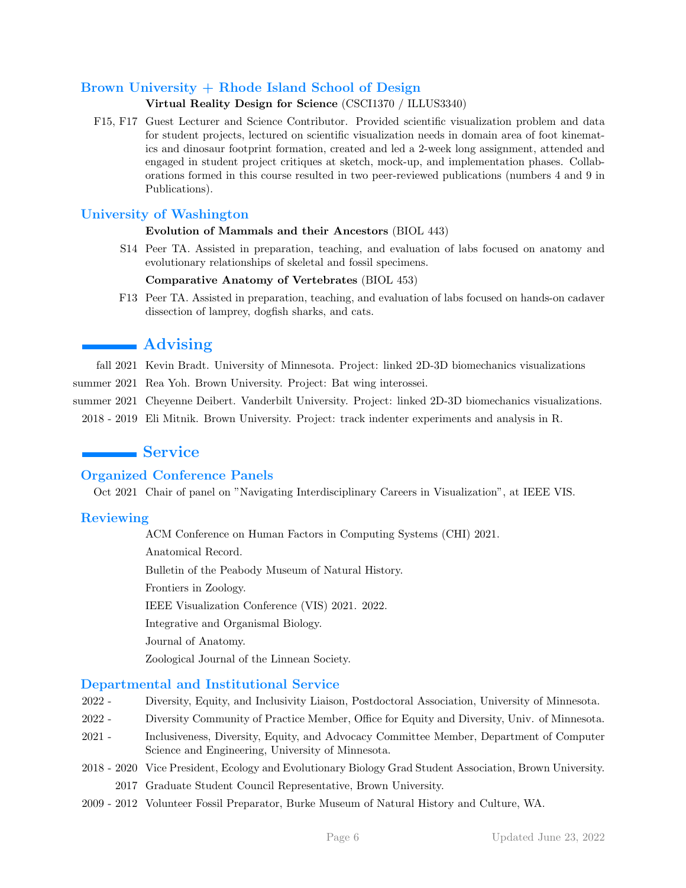### Brown University + Rhode Island School of Design

**Virtual Reality Design for Science** (CSCI1370 / ILLUS3340)

F15, F17 Guest Lecturer and Science Contributor. Provided scientific visualization problem and data for student projects, lectured on scientific visualization needs in domain area of foot kinematics and dinosaur footprint formation, created and led a 2-week long assignment, attended and engaged in student project critiques at sketch, mock-up, and implementation phases. Collaborations formed in this course resulted in two peer-reviewed publications (numbers 4 and 9 in Publications).

### University of Washington

**Evolution of Mammals and their Ancestors** (BIOL 443)

S14 Peer TA. Assisted in preparation, teaching, and evaluation of labs focused on anatomy and evolutionary relationships of skeletal and fossil specimens.

**Comparative Anatomy of Vertebrates** (BIOL 453)

F13 Peer TA. Assisted in preparation, teaching, and evaluation of labs focused on hands-on cadaver dissection of lamprey, dogfish sharks, and cats.

## Advising

- fall 2021 Kevin Bradt. University of Minnesota. Project: linked 2D-3D biomechanics visualizations
- summer 2021 Rea Yoh. Brown University. Project: Bat wing interossei.
- summer 2021 Cheyenne Deibert. Vanderbilt University. Project: linked 2D-3D biomechanics visualizations.
- 2018 - 2019 Eli Mitnik. Brown University. Project: track indenter experiments and analysis in R.

## Service

### Organized Conference Panels

Oct 2021 Chair of panel on "Navigating Interdisciplinary Careers in Visualization", at IEEE VIS.

### Reviewing

- ACM Conference on Human Factors in Computing Systems (CHI) 2021.
- Anatomical Record.
- Bulletin of the Peabody Museum of Natural History.
- Frontiers in Zoology.
- IEEE Visualization Conference (VIS) 2021. 2022.
- Integrative and Organismal Biology.
- Journal of Anatomy.
- Zoological Journal of the Linnean Society.

### Departmental and Institutional Service

- 2022 - Diversity, Equity, and Inclusivity Liaison, Postdoctoral Association, University of Minnesota.
- 2022 - Diversity Community of Practice Member, Office for Equity and Diversity, Univ. of Minnesota.
- 2021 - Inclusiveness, Diversity, Equity, and Advocacy Committee Member, Department of Computer Science and Engineering, University of Minnesota.
- 2018 - 2020 Vice President, Ecology and Evolutionary Biology Grad Student Association, Brown University.
- 2017 Graduate Student Council Representative, Brown University.
- 2009 - 2012 Volunteer Fossil Preparator, Burke Museum of Natural History and Culture, WA.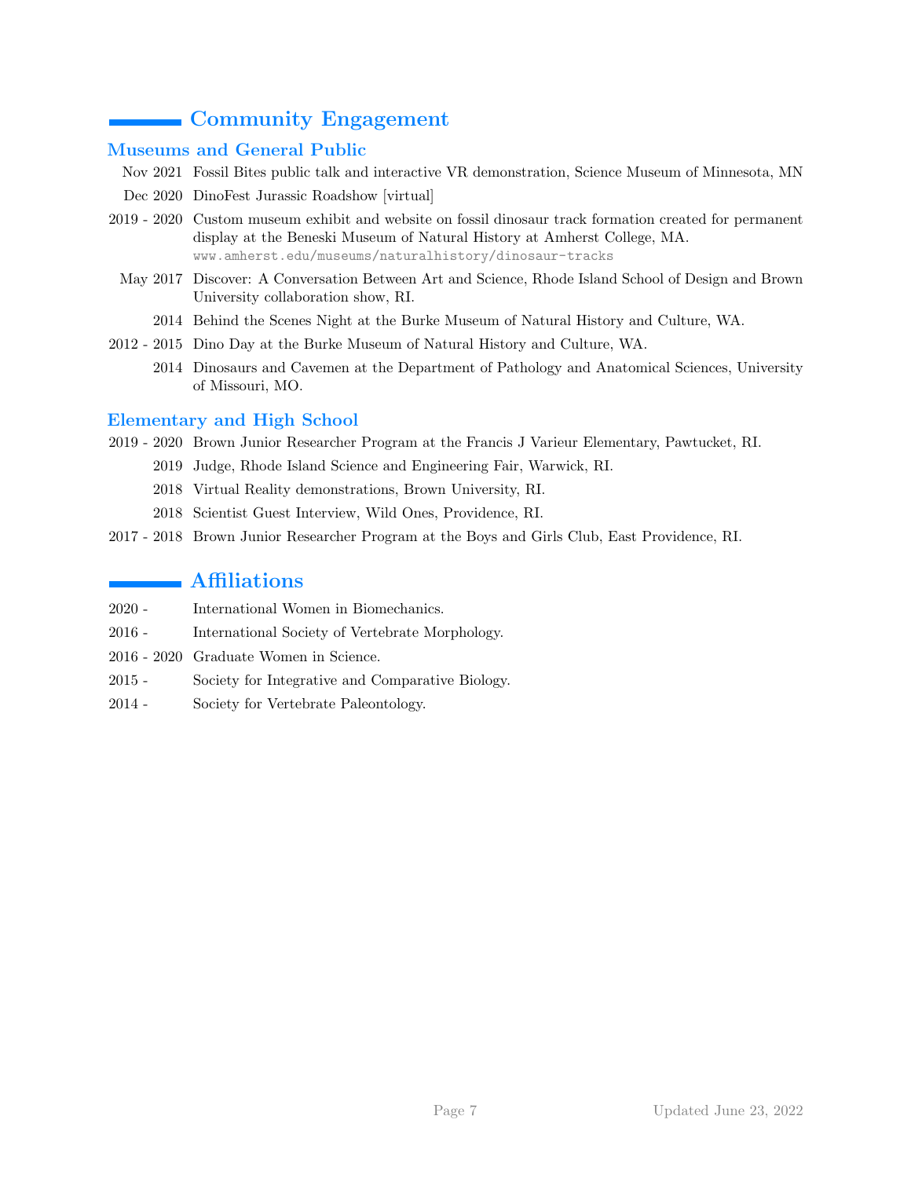## Community Engagement

### Museums and General Public

- Nov 2021 Fossil Bites public talk and interactive VR demonstration, Science Museum of Minnesota, MN
- Dec 2020 DinoFest Jurassic Roadshow [virtual]
- 2019 - 2020 Custom museum exhibit and website on fossil dinosaur track formation created for permanent display at the Beneski Museum of Natural History at Amherst College, MA. `www.amherst.edu/museums/naturalhistory/dinosaur-tracks`
- May 2017 Discover: A Conversation Between Art and Science, Rhode Island School of Design and Brown University collaboration show, RI.
- 2014 Behind the Scenes Night at the Burke Museum of Natural History and Culture, WA.
- 2012 - 2015 Dino Day at the Burke Museum of Natural History and Culture, WA.
- 2014 Dinosaurs and Cavemen at the Department of Pathology and Anatomical Sciences, University of Missouri, MO.

### Elementary and High School

- 2019 - 2020 Brown Junior Researcher Program at the Francis J Varieur Elementary, Pawtucket, RI.
- 2019 Judge, Rhode Island Science and Engineering Fair, Warwick, RI.
- 2018 Virtual Reality demonstrations, Brown University, RI.
- 2018 Scientist Guest Interview, Wild Ones, Providence, RI.
- 2017 - 2018 Brown Junior Researcher Program at the Boys and Girls Club, East Providence, RI.

## Affiliations

- 2020 - International Women in Biomechanics.
- 2016 - International Society of Vertebrate Morphology.
- 2016 - 2020 Graduate Women in Science.
- 2015 - Society for Integrative and Comparative Biology.
- 2014 - Society for Vertebrate Paleontology.